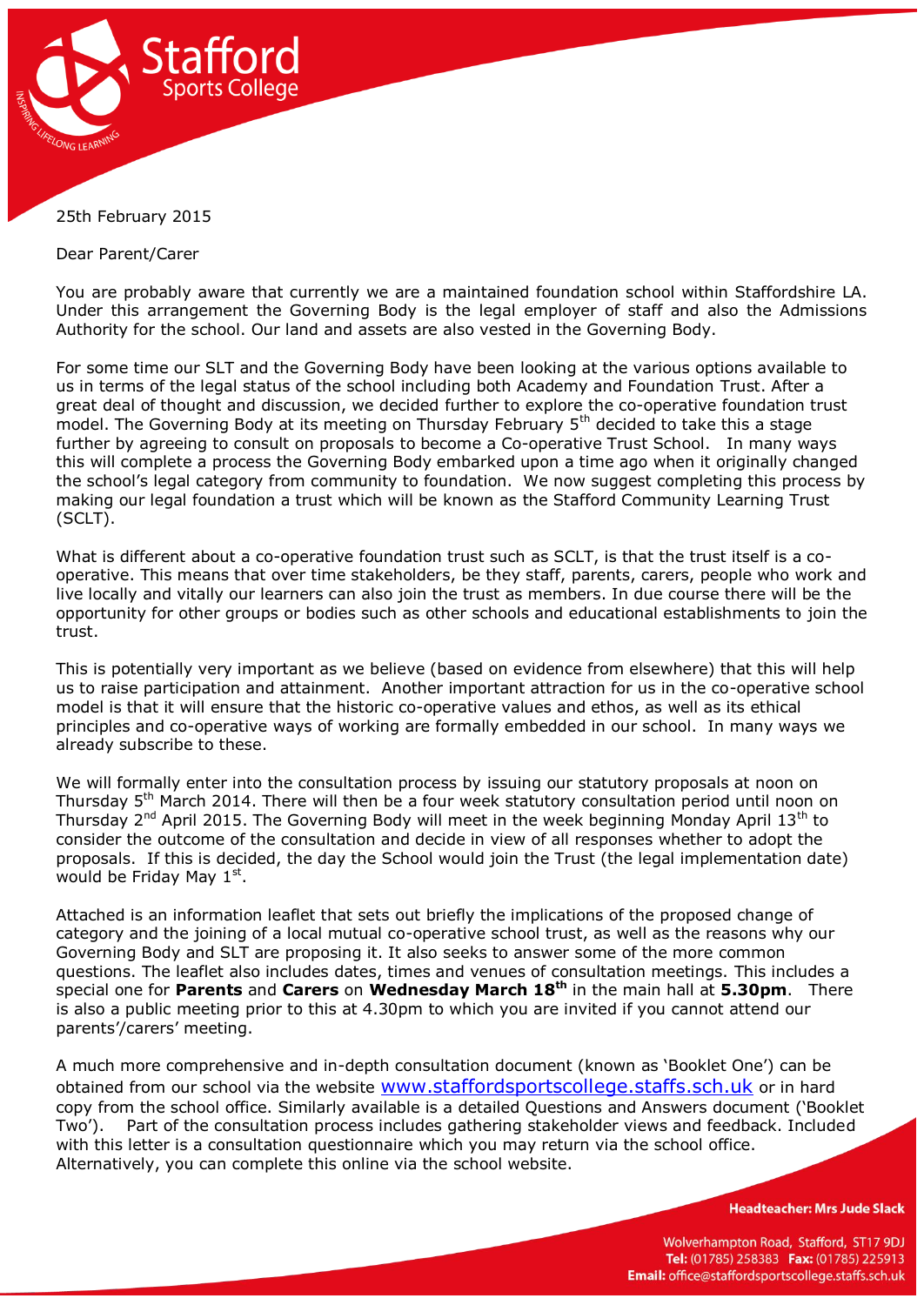25th February 2015

Dear Parent/Carer

You are probably aware that currently we are a maintained foundation school within Staffordshire LA. Under this arrangement the Governing Body is the legal employer of staff and also the Admissions Authority for the school. Our land and assets are also vested in the Governing Body.

For some time our SLT and the Governing Body have been looking at the various options available to us in terms of the legal status of the school including both Academy and Foundation Trust. After a great deal of thought and discussion, we decided further to explore the co-operative foundation trust model. The Governing Body at its meeting on Thursday February 5th decided to take this a stage further by agreeing to consult on proposals to become a Co-operative Trust School. In many ways this will complete a process the Governing Body embarked upon a time ago when it originally changed the school's legal category from community to foundation. We now suggest completing this process by making our legal foundation a trust which will be known as the Stafford Community Learning Trust (SCLT).

What is different about a co-operative foundation trust such as SCLT, is that the trust itself is a co-operative. This means that over time stakeholders, be they staff, parents, carers, people who work and live locally and vitally our learners can also join the trust as members. In due course there will be the opportunity for other groups or bodies such as other schools and educational establishments to join the trust.

This is potentially very important as we believe (based on evidence from elsewhere) that this will help us to raise participation and attainment. Another important attraction for us in the co-operative school model is that it will ensure that the historic co-operative values and ethos, as well as its ethical principles and co-operative ways of working are formally embedded in our school. In many ways we already subscribe to these.

We will formally enter into the consultation process by issuing our statutory proposals at noon on Thursday 5th March 2014. There will then be a four week statutory consultation period until noon on Thursday 2nd April 2015. The Governing Body will meet in the week beginning Monday April 13th to consider the outcome of the consultation and decide in view of all responses whether to adopt the proposals. If this is decided, the day the School would join the Trust (the legal implementation date) would be Friday May 1st.

Attached is an information leaflet that sets out briefly the implications of the proposed change of category and the joining of a local mutual co-operative school trust, as well as the reasons why our Governing Body and SLT are proposing it. It also seeks to answer some of the more common questions. The leaflet also includes dates, times and venues of consultation meetings. This includes a special one for **Parents** and **Carers** on **Wednesday March 18th** in the main hall at **5.30pm**. There is also a public meeting prior to this at 4.30pm to which you are invited if you cannot attend our parents'/carers' meeting.

A much more comprehensive and in-depth consultation document (known as 'Booklet One') can be obtained from our school via the website www.staffordsportscollege.staffs.sch.uk or in hard copy from the school office. Similarly available is a detailed Questions and Answers document ('Booklet Two'). Part of the consultation process includes gathering stakeholder views and feedback. Included with this letter is a consultation questionnaire which you may return via the school office. Alternatively, you can complete this online via the school website.

**Headteacher: Mrs Jude Slack**

Wolverhampton Road, Stafford, ST17 9DJ
**Tel:** (01785) 258383 **Fax:** (01785) 225913
**Email:** office@staffordsportscollege.staffs.sch.uk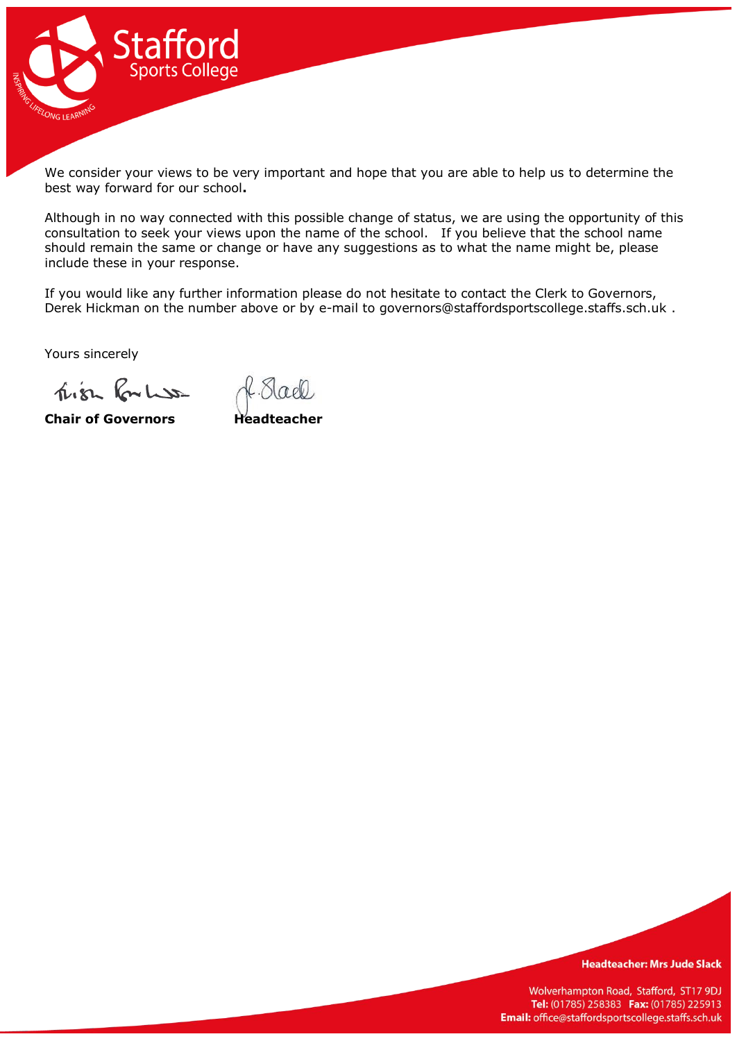We consider your views to be very important and hope that you are able to help us to determine the best way forward for our school**.**

Although in no way connected with this possible change of status, we are using the opportunity of this consultation to seek your views upon the name of the school. If you believe that the school name should remain the same or change or have any suggestions as to what the name might be, please include these in your response.

If you would like any further information please do not hesitate to contact the Clerk to Governors, Derek Hickman on the number above or by e-mail to governors@staffordsportscollege.staffs.sch.uk .

Yours sincerely

**Chair of Governors** **Headteacher**

**Headteacher: Mrs Jude Slack**

Wolverhampton Road, Stafford, ST17 9DJ
**Tel:** (01785) 258383 **Fax:** (01785) 225913
**Email:** office@staffordsportscollege.staffs.sch.uk